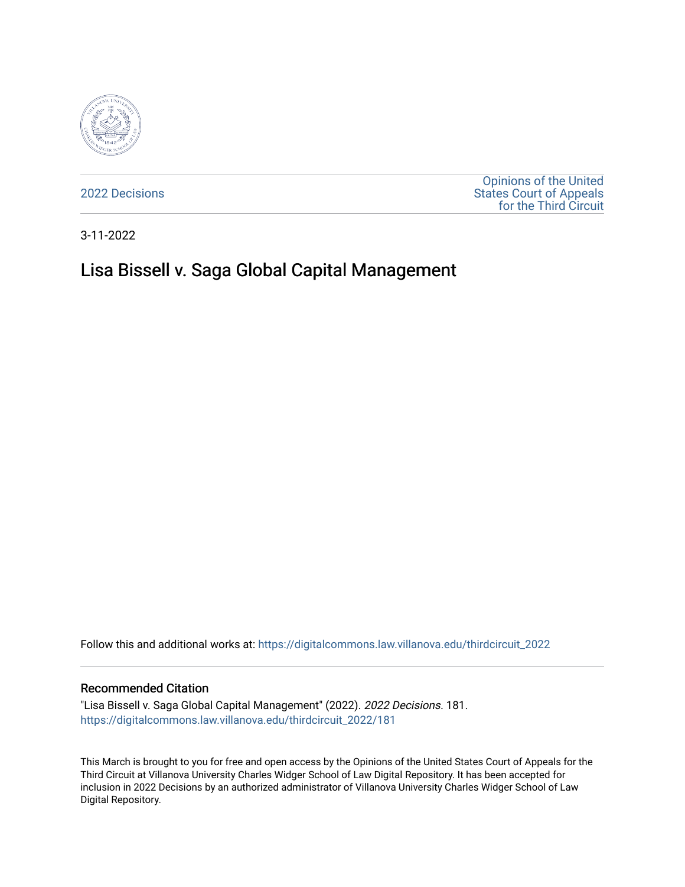2022 Decisions

Opinions of the United States Court of Appeals for the Third Circuit

3-11-2022

# Lisa Bissell v. Saga Global Capital Management

Follow this and additional works at: https://digitalcommons.law.villanova.edu/thirdcircuit_2022

## Recommended Citation

"Lisa Bissell v. Saga Global Capital Management" (2022). *2022 Decisions*. 181.
https://digitalcommons.law.villanova.edu/thirdcircuit_2022/181

This March is brought to you for free and open access by the Opinions of the United States Court of Appeals for the Third Circuit at Villanova University Charles Widger School of Law Digital Repository. It has been accepted for inclusion in 2022 Decisions by an authorized administrator of Villanova University Charles Widger School of Law Digital Repository.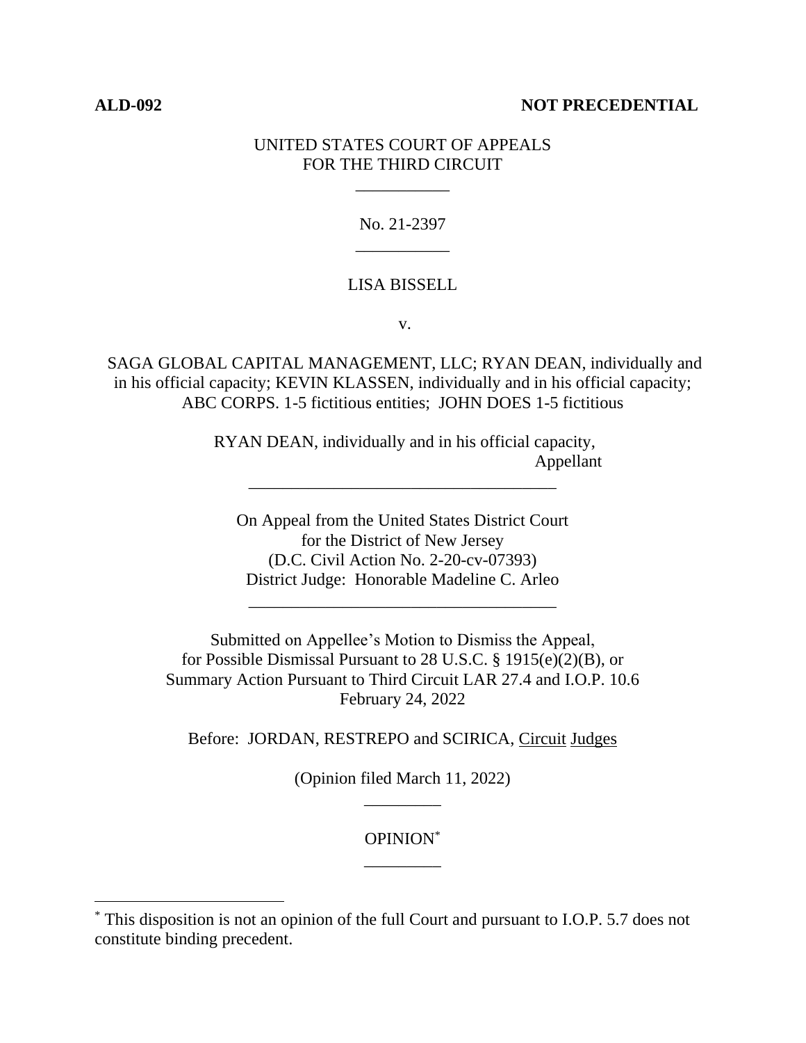**ALD-092** **NOT PRECEDENTIAL**

UNITED STATES COURT OF APPEALS
FOR THE THIRD CIRCUIT

\_\_\_\_\_\_\_\_\_\_\_

No. 21-2397

\_\_\_\_\_\_\_\_\_\_\_

LISA BISSELL

v.

SAGA GLOBAL CAPITAL MANAGEMENT, LLC; RYAN DEAN, individually and in his official capacity; KEVIN KLASSEN, individually and in his official capacity; ABC CORPS. 1-5 fictitious entities; JOHN DOES 1-5 fictitious

RYAN DEAN, individually and in his official capacity,
Appellant

\_\_\_\_\_\_\_\_\_\_\_\_\_\_\_\_\_\_\_\_\_\_\_\_\_\_\_\_\_\_\_\_\_\_\_\_

On Appeal from the United States District Court
for the District of New Jersey
(D.C. Civil Action No. 2-20-cv-07393)
District Judge: Honorable Madeline C. Arleo

\_\_\_\_\_\_\_\_\_\_\_\_\_\_\_\_\_\_\_\_\_\_\_\_\_\_\_\_\_\_\_\_\_\_\_\_

Submitted on Appellee's Motion to Dismiss the Appeal,
for Possible Dismissal Pursuant to 28 U.S.C. § 1915(e)(2)(B), or
Summary Action Pursuant to Third Circuit LAR 27.4 and I.O.P. 10.6
February 24, 2022

Before: JORDAN, RESTREPO and SCIRICA, Circuit Judges

(Opinion filed March 11, 2022)

\_\_\_\_\_\_\_\_\_

OPINION*

\_\_\_\_\_\_\_\_\_

* This disposition is not an opinion of the full Court and pursuant to I.O.P. 5.7 does not constitute binding precedent.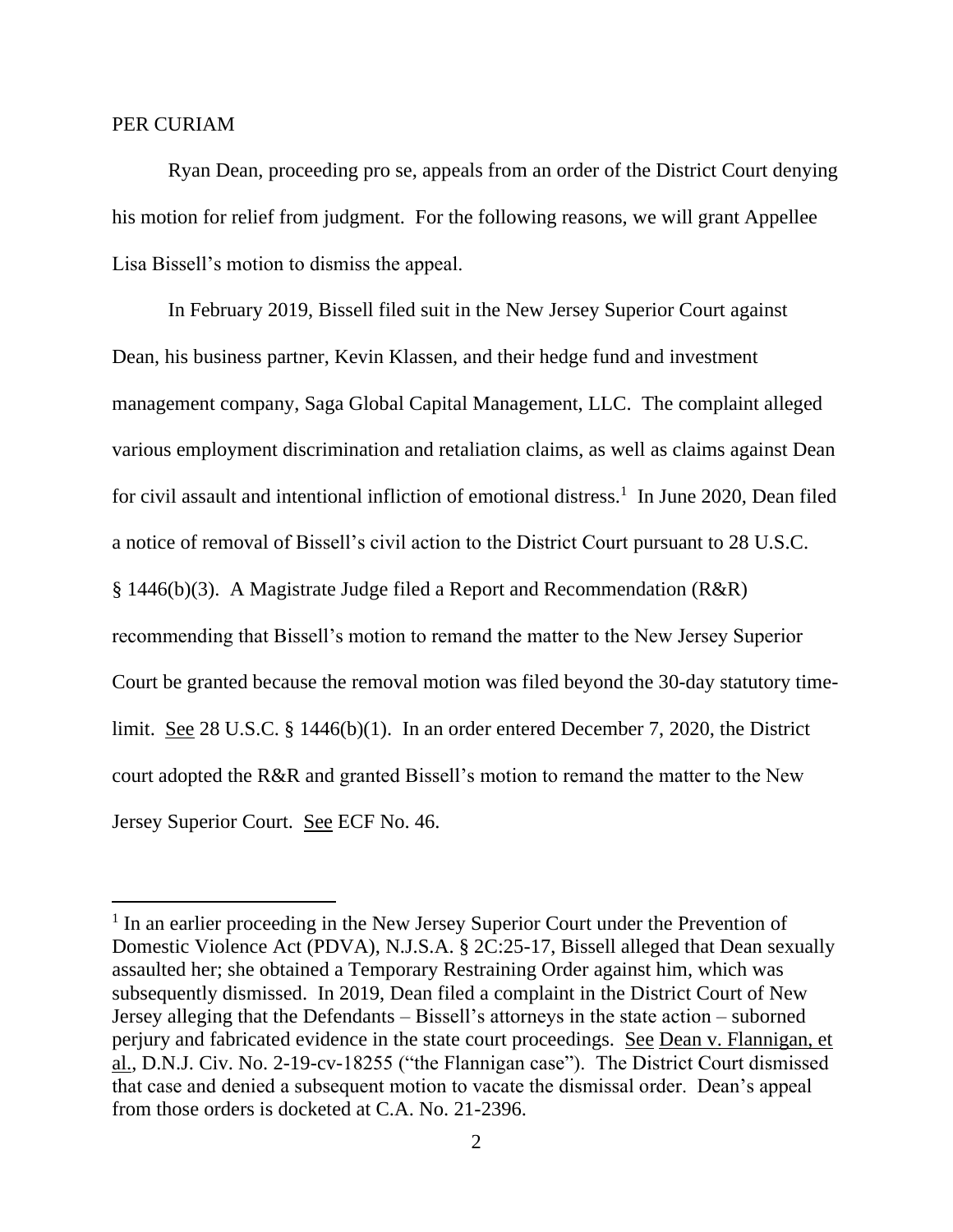PER CURIAM

Ryan Dean, proceeding pro se, appeals from an order of the District Court denying his motion for relief from judgment. For the following reasons, we will grant Appellee Lisa Bissell's motion to dismiss the appeal.

In February 2019, Bissell filed suit in the New Jersey Superior Court against Dean, his business partner, Kevin Klassen, and their hedge fund and investment management company, Saga Global Capital Management, LLC. The complaint alleged various employment discrimination and retaliation claims, as well as claims against Dean for civil assault and intentional infliction of emotional distress.[1] In June 2020, Dean filed a notice of removal of Bissell's civil action to the District Court pursuant to 28 U.S.C. § 1446(b)(3). A Magistrate Judge filed a Report and Recommendation (R&R) recommending that Bissell's motion to remand the matter to the New Jersey Superior Court be granted because the removal motion was filed beyond the 30-day statutory time-limit. See 28 U.S.C. § 1446(b)(1). In an order entered December 7, 2020, the District court adopted the R&R and granted Bissell's motion to remand the matter to the New Jersey Superior Court. See ECF No. 46.

---

[1] In an earlier proceeding in the New Jersey Superior Court under the Prevention of Domestic Violence Act (PDVA), N.J.S.A. § 2C:25-17, Bissell alleged that Dean sexually assaulted her; she obtained a Temporary Restraining Order against him, which was subsequently dismissed. In 2019, Dean filed a complaint in the District Court of New Jersey alleging that the Defendants – Bissell's attorneys in the state action – suborned perjury and fabricated evidence in the state court proceedings. See Dean v. Flannigan, et al., D.N.J. Civ. No. 2-19-cv-18255 ("the Flannigan case"). The District Court dismissed that case and denied a subsequent motion to vacate the dismissal order. Dean's appeal from those orders is docketed at C.A. No. 21-2396.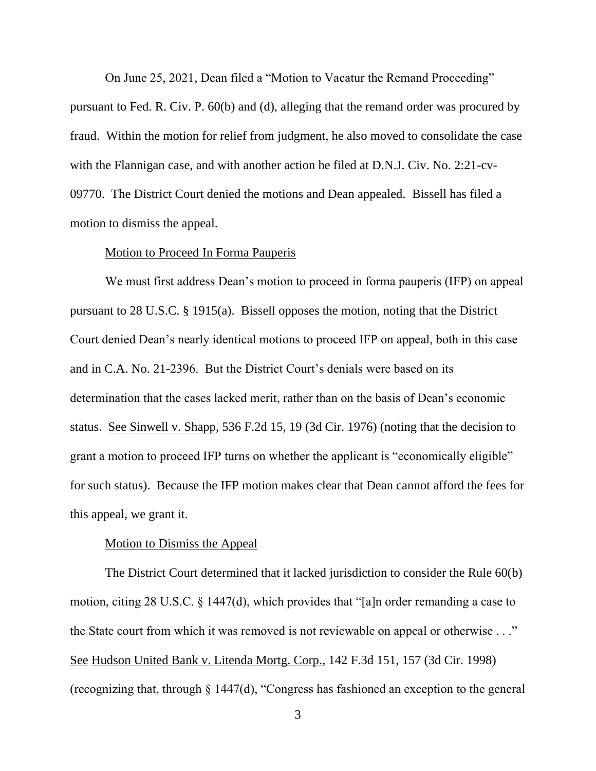On June 25, 2021, Dean filed a "Motion to Vacatur the Remand Proceeding" pursuant to Fed. R. Civ. P. 60(b) and (d), alleging that the remand order was procured by fraud. Within the motion for relief from judgment, he also moved to consolidate the case with the Flannigan case, and with another action he filed at D.N.J. Civ. No. 2:21-cv-09770. The District Court denied the motions and Dean appealed. Bissell has filed a motion to dismiss the appeal.

Motion to Proceed In Forma Pauperis

We must first address Dean's motion to proceed in forma pauperis (IFP) on appeal pursuant to 28 U.S.C. § 1915(a). Bissell opposes the motion, noting that the District Court denied Dean's nearly identical motions to proceed IFP on appeal, both in this case and in C.A. No. 21-2396. But the District Court's denials were based on its determination that the cases lacked merit, rather than on the basis of Dean's economic status. See Sinwell v. Shapp, 536 F.2d 15, 19 (3d Cir. 1976) (noting that the decision to grant a motion to proceed IFP turns on whether the applicant is "economically eligible" for such status). Because the IFP motion makes clear that Dean cannot afford the fees for this appeal, we grant it.

Motion to Dismiss the Appeal

The District Court determined that it lacked jurisdiction to consider the Rule 60(b) motion, citing 28 U.S.C. § 1447(d), which provides that "[a]n order remanding a case to the State court from which it was removed is not reviewable on appeal or otherwise . . ." See Hudson United Bank v. Litenda Mortg. Corp., 142 F.3d 151, 157 (3d Cir. 1998) (recognizing that, through § 1447(d), "Congress has fashioned an exception to the general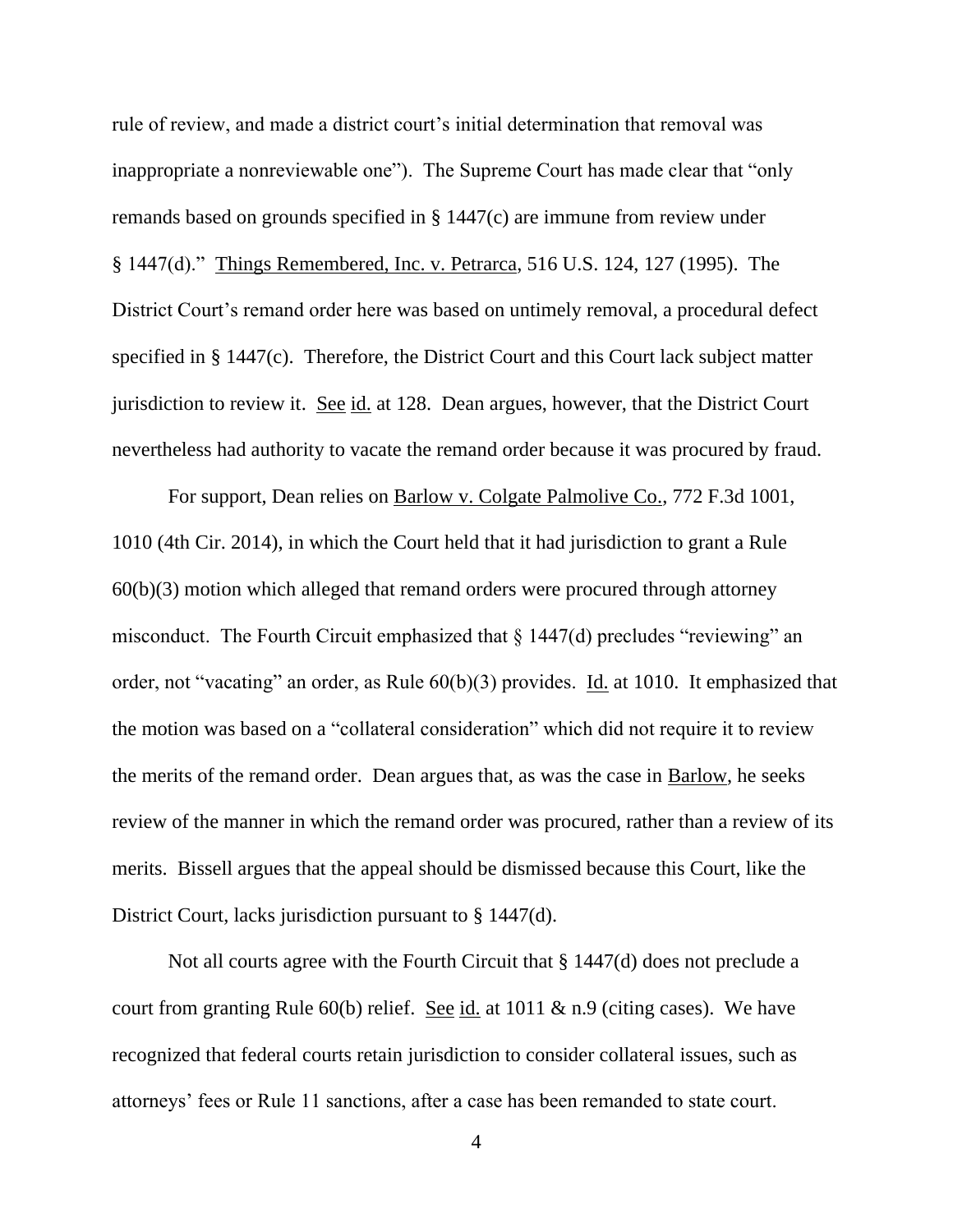rule of review, and made a district court's initial determination that removal was inappropriate a nonreviewable one"). The Supreme Court has made clear that "only remands based on grounds specified in § 1447(c) are immune from review under § 1447(d)." Things Remembered, Inc. v. Petrarca, 516 U.S. 124, 127 (1995). The District Court's remand order here was based on untimely removal, a procedural defect specified in § 1447(c). Therefore, the District Court and this Court lack subject matter jurisdiction to review it. See id. at 128. Dean argues, however, that the District Court nevertheless had authority to vacate the remand order because it was procured by fraud.

For support, Dean relies on Barlow v. Colgate Palmolive Co., 772 F.3d 1001, 1010 (4th Cir. 2014), in which the Court held that it had jurisdiction to grant a Rule 60(b)(3) motion which alleged that remand orders were procured through attorney misconduct. The Fourth Circuit emphasized that § 1447(d) precludes "reviewing" an order, not "vacating" an order, as Rule 60(b)(3) provides. Id. at 1010. It emphasized that the motion was based on a "collateral consideration" which did not require it to review the merits of the remand order. Dean argues that, as was the case in Barlow, he seeks review of the manner in which the remand order was procured, rather than a review of its merits. Bissell argues that the appeal should be dismissed because this Court, like the District Court, lacks jurisdiction pursuant to § 1447(d).

Not all courts agree with the Fourth Circuit that § 1447(d) does not preclude a court from granting Rule 60(b) relief. See id. at 1011 & n.9 (citing cases). We have recognized that federal courts retain jurisdiction to consider collateral issues, such as attorneys' fees or Rule 11 sanctions, after a case has been remanded to state court.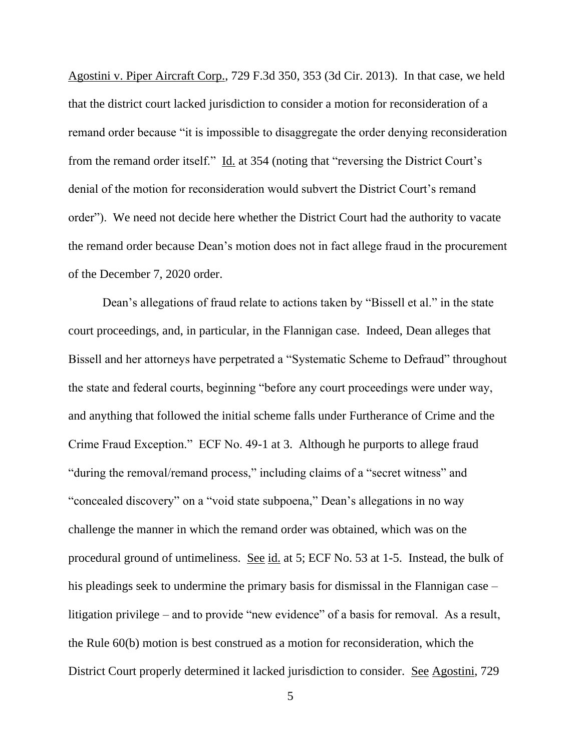Agostini v. Piper Aircraft Corp., 729 F.3d 350, 353 (3d Cir. 2013). In that case, we held that the district court lacked jurisdiction to consider a motion for reconsideration of a remand order because "it is impossible to disaggregate the order denying reconsideration from the remand order itself." Id. at 354 (noting that "reversing the District Court's denial of the motion for reconsideration would subvert the District Court's remand order"). We need not decide here whether the District Court had the authority to vacate the remand order because Dean's motion does not in fact allege fraud in the procurement of the December 7, 2020 order.

Dean's allegations of fraud relate to actions taken by "Bissell et al." in the state court proceedings, and, in particular, in the Flannigan case. Indeed, Dean alleges that Bissell and her attorneys have perpetrated a "Systematic Scheme to Defraud" throughout the state and federal courts, beginning "before any court proceedings were under way, and anything that followed the initial scheme falls under Furtherance of Crime and the Crime Fraud Exception." ECF No. 49-1 at 3. Although he purports to allege fraud "during the removal/remand process," including claims of a "secret witness" and "concealed discovery" on a "void state subpoena," Dean's allegations in no way challenge the manner in which the remand order was obtained, which was on the procedural ground of untimeliness. See id. at 5; ECF No. 53 at 1-5. Instead, the bulk of his pleadings seek to undermine the primary basis for dismissal in the Flannigan case – litigation privilege – and to provide "new evidence" of a basis for removal. As a result, the Rule 60(b) motion is best construed as a motion for reconsideration, which the District Court properly determined it lacked jurisdiction to consider. See Agostini, 729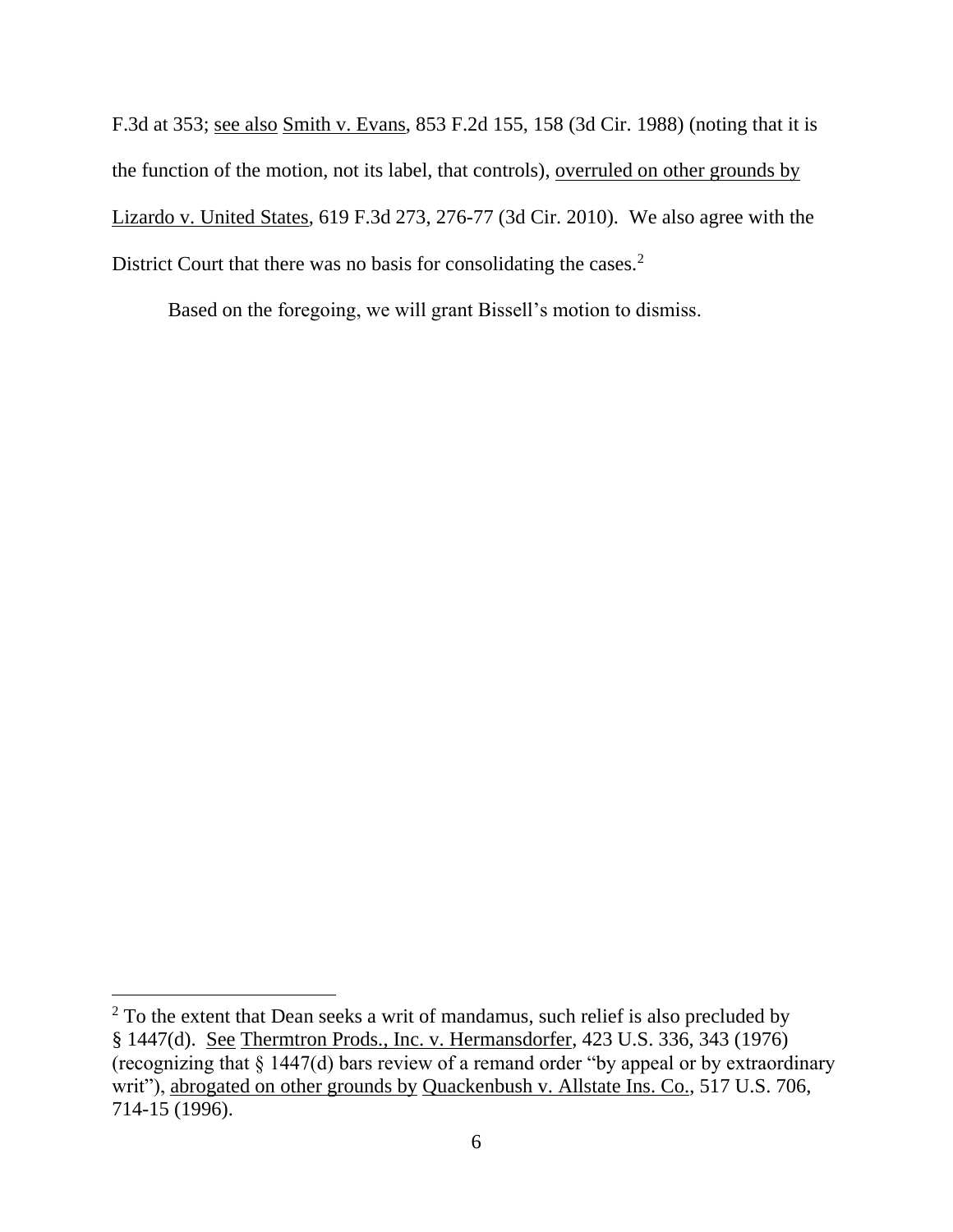F.3d at 353; see also Smith v. Evans, 853 F.2d 155, 158 (3d Cir. 1988) (noting that it is the function of the motion, not its label, that controls), overruled on other grounds by Lizardo v. United States, 619 F.3d 273, 276-77 (3d Cir. 2010). We also agree with the District Court that there was no basis for consolidating the cases.[2]

Based on the foregoing, we will grant Bissell's motion to dismiss.

---

[2] To the extent that Dean seeks a writ of mandamus, such relief is also precluded by § 1447(d). See Thermtron Prods., Inc. v. Hermansdorfer, 423 U.S. 336, 343 (1976) (recognizing that § 1447(d) bars review of a remand order "by appeal or by extraordinary writ"), abrogated on other grounds by Quackenbush v. Allstate Ins. Co., 517 U.S. 706, 714-15 (1996).